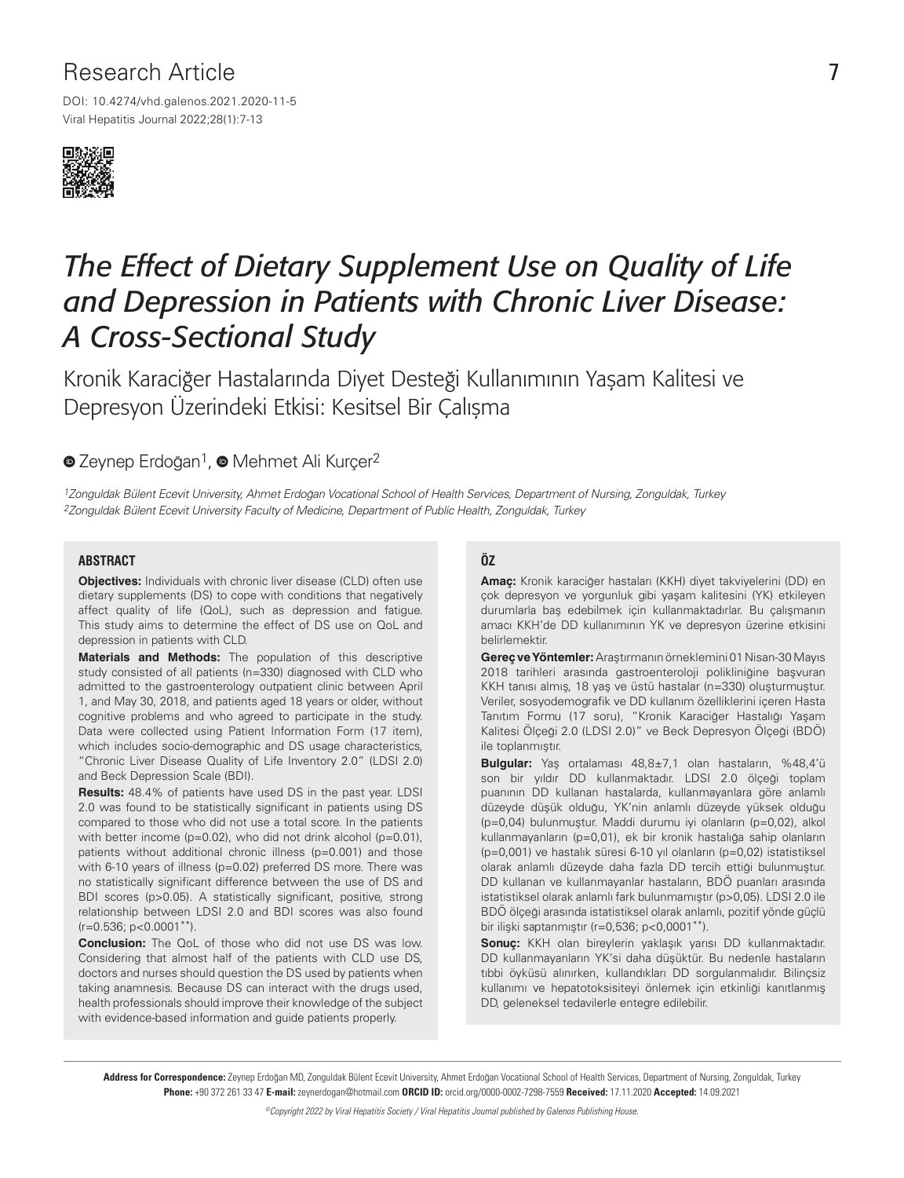Research Article

DOI: 10.4274/vhd.galenos.2021.2020-11-5
Viral Hepatitis Journal 2022;28(1):7-13

# The Effect of Dietary Supplement Use on Quality of Life and Depression in Patients with Chronic Liver Disease: A Cross-Sectional Study

## Kronik Karaciğer Hastalarında Diyet Desteği Kullanımının Yaşam Kalitesi ve Depresyon Üzerindeki Etkisi: Kesitsel Bir Çalışma

Zeynep Erdoğan[1], Mehmet Ali Kurçer[2]

[1]Zonguldak Bülent Ecevit University, Ahmet Erdoğan Vocational School of Health Services, Department of Nursing, Zonguldak, Turkey
[2]Zonguldak Bülent Ecevit University Faculty of Medicine, Department of Public Health, Zonguldak, Turkey

### ABSTRACT

**Objectives:** Individuals with chronic liver disease (CLD) often use dietary supplements (DS) to cope with conditions that negatively affect quality of life (QoL), such as depression and fatigue. This study aims to determine the effect of DS use on QoL and depression in patients with CLD.

**Materials and Methods:** The population of this descriptive study consisted of all patients (n=330) diagnosed with CLD who admitted to the gastroenterology outpatient clinic between April 1, and May 30, 2018, and patients aged 18 years or older, without cognitive problems and who agreed to participate in the study. Data were collected using Patient Information Form (17 item), which includes socio-demographic and DS usage characteristics, "Chronic Liver Disease Quality of Life Inventory 2.0" (LDSI 2.0) and Beck Depression Scale (BDI).

**Results:** 48.4% of patients have used DS in the past year. LDSI 2.0 was found to be statistically significant in patients using DS compared to those who did not use a total score. In the patients with better income (p=0.02), who did not drink alcohol (p=0.01), patients without additional chronic illness (p=0.001) and those with 6-10 years of illness (p=0.02) preferred DS more. There was no statistically significant difference between the use of DS and BDI scores (p>0.05). A statistically significant, positive, strong relationship between LDSI 2.0 and BDI scores was also found (r=0.536; p<0.0001**).

**Conclusion:** The QoL of those who did not use DS was low. Considering that almost half of the patients with CLD use DS, doctors and nurses should question the DS used by patients when taking anamnesis. Because DS can interact with the drugs used, health professionals should improve their knowledge of the subject with evidence-based information and guide patients properly.

### ÖZ

**Amaç:** Kronik karaciğer hastaları (KKH) diyet takviyelerini (DD) en çok depresyon ve yorgunluk gibi yaşam kalitesini (YK) etkileyen durumlarla baş edebilmek için kullanmaktadırlar. Bu çalışmanın amacı KKH'de DD kullanımının YK ve depresyon üzerine etkisini belirlemektir.

**Gereç ve Yöntemler:** Araştırmanın örneklemini 01 Nisan-30 Mayıs 2018 tarihleri arasında gastroenteroloji polikliniğine başvuran KKH tanısı almış, 18 yaş ve üstü hastalar (n=330) oluşturmuştur. Veriler, sosyodemografik ve DD kullanım özelliklerini içeren Hasta Tanıtım Formu (17 soru), "Kronik Karaciğer Hastalığı Yaşam Kalitesi Ölçeği 2.0 (LDSI 2.0)" ve Beck Depresyon Ölçeği (BDÖ) ile toplanmıştır.

**Bulgular:** Yaş ortalaması 48,8±7,1 olan hastaların, %48,4'ü son bir yıldır DD kullanmaktadır. LDSI 2.0 ölçeği toplam puanının DD kullanan hastalarda, kullanmayanlara göre anlamlı düzeyde düşük olduğu, YK'nin anlamlı düzeyde yüksek olduğu (p=0,04) bulunmuştur. Maddi durumu iyi olanların (p=0,02), alkol kullanmayanların (p=0,01), ek bir kronik hastalığa sahip olanların (p=0,001) ve hastalık süresi 6-10 yıl olanların (p=0,02) istatistiksel olarak anlamlı düzeyde daha fazla DD tercih ettiği bulunmuştur. DD kullanan ve kullanmayanlar hastaların, BDÖ puanları arasında istatistiksel olarak anlamlı fark bulunmamıştır (p>0,05). LDSI 2.0 ile BDÖ ölçeği arasında istatistiksel olarak anlamlı, pozitif yönde güçlü bir ilişki saptanmıştır (r=0,536; p<0,0001**).

**Sonuç:** KKH olan bireylerin yaklaşık yarısı DD kullanmaktadır. DD kullanmayanların YK'si daha düşüktür. Bu nedenle hastaların tıbbi öyküsü alınırken, kullandıkları DD sorgulanmalıdır. Bilinçsiz kullanımı ve hepatotoksisiteyi önlemek için etkinliği kanıtlanmış DD, geleneksel tedavilerle entegre edilebilir.

**Address for Correspondence:** Zeynep Erdoğan MD, Zonguldak Bülent Ecevit University, Ahmet Erdoğan Vocational School of Health Services, Department of Nursing, Zonguldak, Turkey
**Phone:** +90 372 261 33 47 **E-mail:** zeynerdogan@hotmail.com **ORCID ID:** orcid.org/0000-0002-7298-7559 **Received:** 17.11.2020 **Accepted:** 14.09.2021

©Copyright 2022 by Viral Hepatitis Society / Viral Hepatitis Journal published by Galenos Publishing House.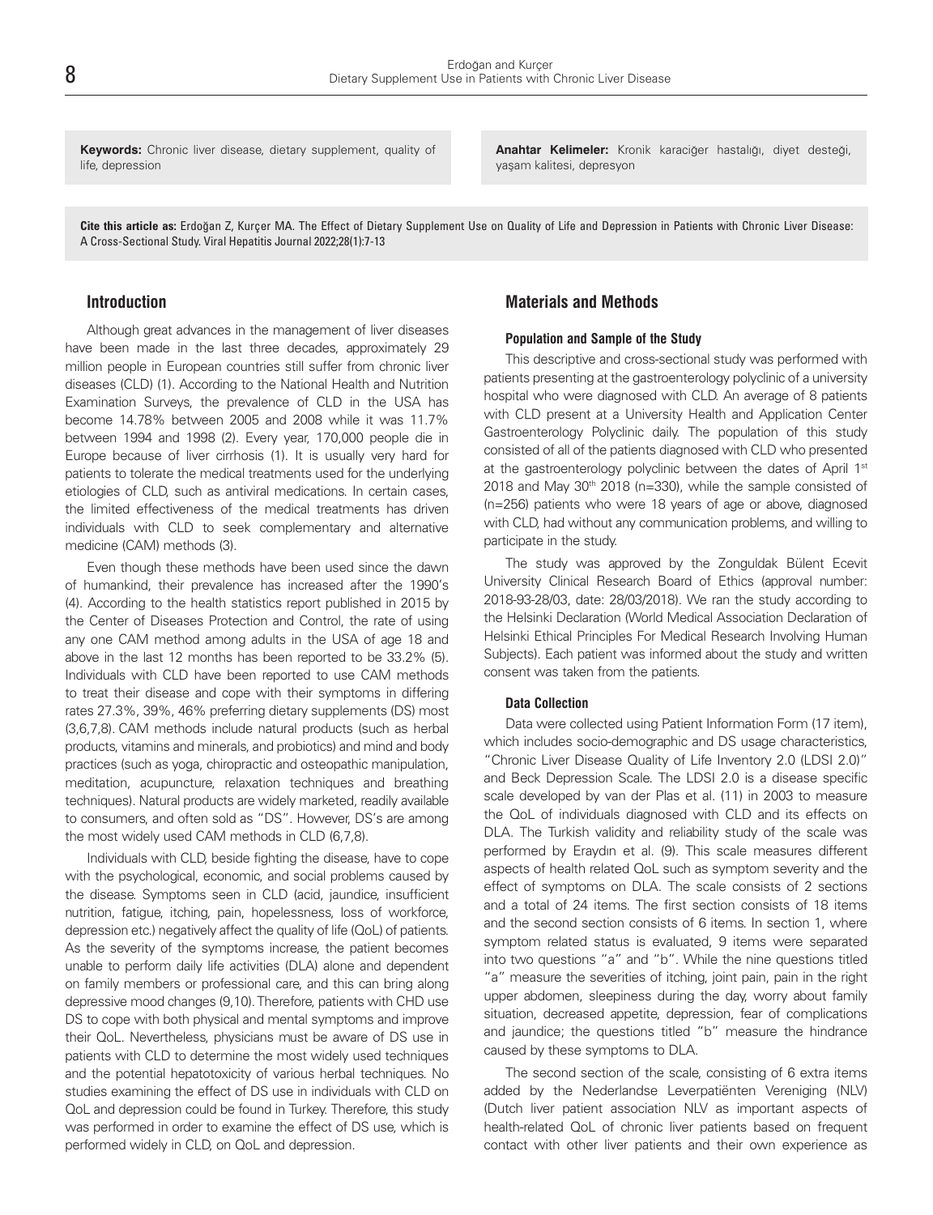**Keywords:** Chronic liver disease, dietary supplement, quality of life, depression

**Anahtar Kelimeler:** Kronik karaciğer hastalığı, diyet desteği, yaşam kalitesi, depresyon

**Cite this article as:** Erdoğan Z, Kurçer MA. The Effect of Dietary Supplement Use on Quality of Life and Depression in Patients with Chronic Liver Disease: A Cross-Sectional Study. Viral Hepatitis Journal 2022;28(1):7-13

## Introduction

Although great advances in the management of liver diseases have been made in the last three decades, approximately 29 million people in European countries still suffer from chronic liver diseases (CLD) (1). According to the National Health and Nutrition Examination Surveys, the prevalence of CLD in the USA has become 14.78% between 2005 and 2008 while it was 11.7% between 1994 and 1998 (2). Every year, 170,000 people die in Europe because of liver cirrhosis (1). It is usually very hard for patients to tolerate the medical treatments used for the underlying etiologies of CLD, such as antiviral medications. In certain cases, the limited effectiveness of the medical treatments has driven individuals with CLD to seek complementary and alternative medicine (CAM) methods (3).

Even though these methods have been used since the dawn of humankind, their prevalence has increased after the 1990's (4). According to the health statistics report published in 2015 by the Center of Diseases Protection and Control, the rate of using any one CAM method among adults in the USA of age 18 and above in the last 12 months has been reported to be 33.2% (5). Individuals with CLD have been reported to use CAM methods to treat their disease and cope with their symptoms in differing rates 27.3%, 39%, 46% preferring dietary supplements (DS) most (3,6,7,8). CAM methods include natural products (such as herbal products, vitamins and minerals, and probiotics) and mind and body practices (such as yoga, chiropractic and osteopathic manipulation, meditation, acupuncture, relaxation techniques and breathing techniques). Natural products are widely marketed, readily available to consumers, and often sold as "DS". However, DS's are among the most widely used CAM methods in CLD (6,7,8).

Individuals with CLD, beside fighting the disease, have to cope with the psychological, economic, and social problems caused by the disease. Symptoms seen in CLD (acid, jaundice, insufficient nutrition, fatigue, itching, pain, hopelessness, loss of workforce, depression etc.) negatively affect the quality of life (QoL) of patients. As the severity of the symptoms increase, the patient becomes unable to perform daily life activities (DLA) alone and dependent on family members or professional care, and this can bring along depressive mood changes (9,10). Therefore, patients with CHD use DS to cope with both physical and mental symptoms and improve their QoL. Nevertheless, physicians must be aware of DS use in patients with CLD to determine the most widely used techniques and the potential hepatotoxicity of various herbal techniques. No studies examining the effect of DS use in individuals with CLD on QoL and depression could be found in Turkey. Therefore, this study was performed in order to examine the effect of DS use, which is performed widely in CLD, on QoL and depression.

## Materials and Methods

### Population and Sample of the Study

This descriptive and cross-sectional study was performed with patients presenting at the gastroenterology polyclinic of a university hospital who were diagnosed with CLD. An average of 8 patients with CLD present at a University Health and Application Center Gastroenterology Polyclinic daily. The population of this study consisted of all of the patients diagnosed with CLD who presented at the gastroenterology polyclinic between the dates of April 1st 2018 and May 30th 2018 (n=330), while the sample consisted of (n=256) patients who were 18 years of age or above, diagnosed with CLD, had without any communication problems, and willing to participate in the study.

The study was approved by the Zonguldak Bülent Ecevit University Clinical Research Board of Ethics (approval number: 2018-93-28/03, date: 28/03/2018). We ran the study according to the Helsinki Declaration (World Medical Association Declaration of Helsinki Ethical Principles For Medical Research Involving Human Subjects). Each patient was informed about the study and written consent was taken from the patients.

### Data Collection

Data were collected using Patient Information Form (17 item), which includes socio-demographic and DS usage characteristics, "Chronic Liver Disease Quality of Life Inventory 2.0 (LDSI 2.0)" and Beck Depression Scale. The LDSI 2.0 is a disease specific scale developed by van der Plas et al. (11) in 2003 to measure the QoL of individuals diagnosed with CLD and its effects on DLA. The Turkish validity and reliability study of the scale was performed by Eraydın et al. (9). This scale measures different aspects of health related QoL such as symptom severity and the effect of symptoms on DLA. The scale consists of 2 sections and a total of 24 items. The first section consists of 18 items and the second section consists of 6 items. In section 1, where symptom related status is evaluated, 9 items were separated into two questions "a" and "b". While the nine questions titled "a" measure the severities of itching, joint pain, pain in the right upper abdomen, sleepiness during the day, worry about family situation, decreased appetite, depression, fear of complications and jaundice; the questions titled "b" measure the hindrance caused by these symptoms to DLA.

The second section of the scale, consisting of 6 extra items added by the Nederlandse Leverpatiënten Vereniging (NLV) (Dutch liver patient association NLV as important aspects of health-related QoL of chronic liver patients based on frequent contact with other liver patients and their own experience as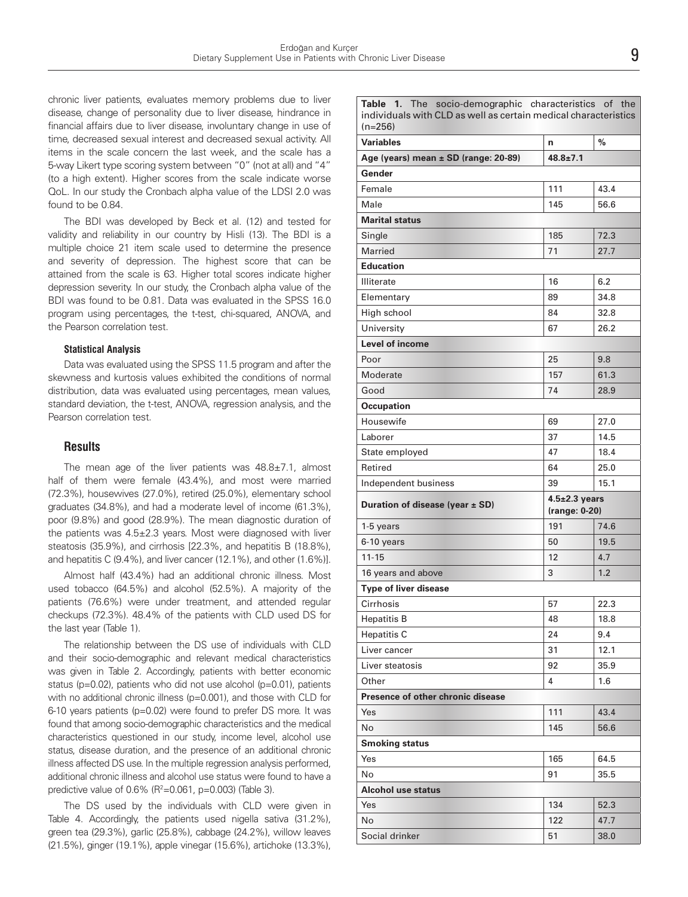chronic liver patients, evaluates memory problems due to liver disease, change of personality due to liver disease, hindrance in financial affairs due to liver disease, involuntary change in use of time, decreased sexual interest and decreased sexual activity. All items in the scale concern the last week, and the scale has a 5-way Likert type scoring system between "0" (not at all) and "4" (to a high extent). Higher scores from the scale indicate worse QoL. In our study the Cronbach alpha value of the LDSI 2.0 was found to be 0.84.

The BDI was developed by Beck et al. (12) and tested for validity and reliability in our country by Hisli (13). The BDI is a multiple choice 21 item scale used to determine the presence and severity of depression. The highest score that can be attained from the scale is 63. Higher total scores indicate higher depression severity. In our study, the Cronbach alpha value of the BDI was found to be 0.81. Data was evaluated in the SPSS 16.0 program using percentages, the t-test, chi-squared, ANOVA, and the Pearson correlation test.

#### Statistical Analysis

Data was evaluated using the SPSS 11.5 program and after the skewness and kurtosis values exhibited the conditions of normal distribution, data was evaluated using percentages, mean values, standard deviation, the t-test, ANOVA, regression analysis, and the Pearson correlation test.

## Results

The mean age of the liver patients was 48.8±7.1, almost half of them were female (43.4%), and most were married (72.3%), housewives (27.0%), retired (25.0%), elementary school graduates (34.8%), and had a moderate level of income (61.3%), poor (9.8%) and good (28.9%). The mean diagnostic duration of the patients was 4.5±2.3 years. Most were diagnosed with liver steatosis (35.9%), and cirrhosis [22.3%, and hepatitis B (18.8%), and hepatitis C (9.4%), and liver cancer (12.1%), and other (1.6%)].

Almost half (43.4%) had an additional chronic illness. Most used tobacco (64.5%) and alcohol (52.5%). A majority of the patients (76.6%) were under treatment, and attended regular checkups (72.3%). 48.4% of the patients with CLD used DS for the last year (Table 1).

The relationship between the DS use of individuals with CLD and their socio-demographic and relevant medical characteristics was given in Table 2. Accordingly, patients with better economic status (p=0.02), patients who did not use alcohol (p=0.01), patients with no additional chronic illness (p=0.001), and those with CLD for 6-10 years patients (p=0.02) were found to prefer DS more. It was found that among socio-demographic characteristics and the medical characteristics questioned in our study, income level, alcohol use status, disease duration, and the presence of an additional chronic illness affected DS use. In the multiple regression analysis performed, additional chronic illness and alcohol use status were found to have a predictive value of 0.6% ($R^2$=0.061, p=0.003) (Table 3).

The DS used by the individuals with CLD were given in Table 4. Accordingly, the patients used nigella sativa (31.2%), green tea (29.3%), garlic (25.8%), cabbage (24.2%), willow leaves (21.5%), ginger (19.1%), apple vinegar (15.6%), artichoke (13.3%),

**Table 1.** The socio-demographic characteristics of the individuals with CLD as well as certain medical characteristics (n=256)

| Variables | n | % |
|---|---|---|
| **Age (years) mean ± SD (range: 20-89)** | **48.8±7.1** | |
| **Gender** | | |
| Female | 111 | 43.4 |
| Male | 145 | 56.6 |
| **Marital status** | | |
| Single | 185 | 72.3 |
| Married | 71 | 27.7 |
| **Education** | | |
| Illiterate | 16 | 6.2 |
| Elementary | 89 | 34.8 |
| High school | 84 | 32.8 |
| University | 67 | 26.2 |
| **Level of income** | | |
| Poor | 25 | 9.8 |
| Moderate | 157 | 61.3 |
| Good | 74 | 28.9 |
| **Occupation** | | |
| Housewife | 69 | 27.0 |
| Laborer | 37 | 14.5 |
| State employed | 47 | 18.4 |
| Retired | 64 | 25.0 |
| Independent business | 39 | 15.1 |
| **Duration of disease (year ± SD)** | **4.5±2.3 years (range: 0-20)** | |
| 1-5 years | 191 | 74.6 |
| 6-10 years | 50 | 19.5 |
| 11-15 | 12 | 4.7 |
| 16 years and above | 3 | 1.2 |
| **Type of liver disease** | | |
| Cirrhosis | 57 | 22.3 |
| Hepatitis B | 48 | 18.8 |
| Hepatitis C | 24 | 9.4 |
| Liver cancer | 31 | 12.1 |
| Liver steatosis | 92 | 35.9 |
| Other | 4 | 1.6 |
| **Presence of other chronic disease** | | |
| Yes | 111 | 43.4 |
| No | 145 | 56.6 |
| **Smoking status** | | |
| Yes | 165 | 64.5 |
| No | 91 | 35.5 |
| **Alcohol use status** | | |
| Yes | 134 | 52.3 |
| No | 122 | 47.7 |
| Social drinker | 51 | 38.0 |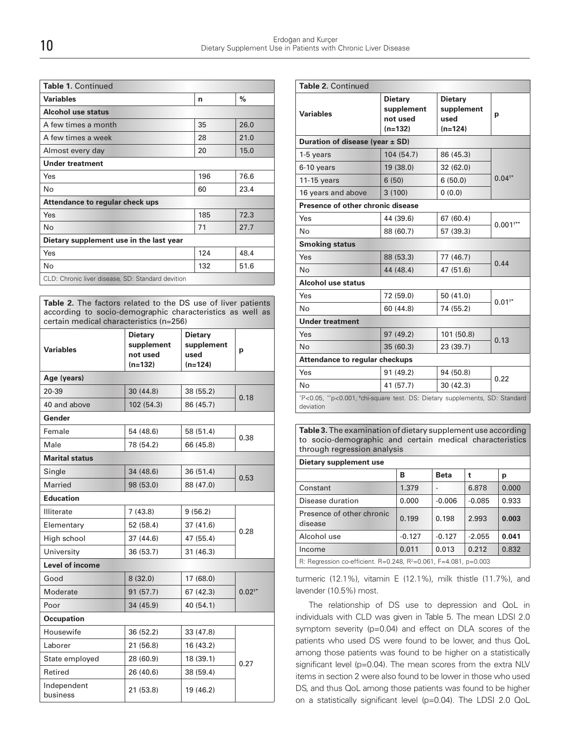**Table 1.** Continued

| Variables | n | % |
|---|---|---|
| **Alcohol use status** | | |
| A few times a month | 35 | 26.0 |
| A few times a week | 28 | 21.0 |
| Almost every day | 20 | 15.0 |
| **Under treatment** | | |
| Yes | 196 | 76.6 |
| No | 60 | 23.4 |
| **Attendance to regular check ups** | | |
| Yes | 185 | 72.3 |
| No | 71 | 27.7 |
| **Dietary supplement use in the last year** | | |
| Yes | 124 | 48.4 |
| No | 132 | 51.6 |

CLD: Chronic liver disease, SD: Standard devition

**Table 2.** The factors related to the DS use of liver patients according to socio-demographic characteristics as well as certain medical characteristics (n=256)

| Variables | Dietary supplement not used (n=132) | Dietary supplement used (n=124) | p |
|---|---|---|---|
| **Age (years)** | | | |
| 20-39 | 30 (44.8) | 38 (55.2) | 0.18 |
| 40 and above | 102 (54.3) | 86 (45.7) | |
| **Gender** | | | |
| Female | 54 (48.6) | 58 (51.4) | 0.38 |
| Male | 78 (54.2) | 66 (45.8) | |
| **Marital status** | | | |
| Single | 34 (48.6) | 36 (51.4) | 0.53 |
| Married | 98 (53.0) | 88 (47.0) | |
| **Education** | | | |
| Illiterate | 7 (43.8) | 9 (56.2) | 0.28 |
| Elementary | 52 (58.4) | 37 (41.6) | |
| High school | 37 (44.6) | 47 (55.4) | |
| University | 36 (53.7) | 31 (46.3) | |
| **Level of income** | | | |
| Good | 8 (32.0) | 17 (68.0) | 0.02ᶧ* |
| Moderate | 91 (57.7) | 67 (42.3) | |
| Poor | 34 (45.9) | 40 (54.1) | |
| **Occupation** | | | |
| Housewife | 36 (52.2) | 33 (47.8) | 0.27 |
| Laborer | 21 (56.8) | 16 (43.2) | |
| State employed | 28 (60.9) | 18 (39.1) | |
| Retired | 26 (40.6) | 38 (59.4) | |
| Independent business | 21 (53.8) | 19 (46.2) | |
| **Duration of disease (year ± SD)** | | | |
| 1-5 years | 104 (54.7) | 86 (45.3) | 0.04ᶧ* |
| 6-10 years | 19 (38.0) | 32 (62.0) | |
| 11-15 years | 6 (50) | 6 (50.0) | |
| 16 years and above | 3 (100) | 0 (0.0) | |
| **Presence of other chronic disease** | | | |
| Yes | 44 (39.6) | 67 (60.4) | 0.001ᶧ** |
| No | 88 (60.7) | 57 (39.3) | |
| **Smoking status** | | | |
| Yes | 88 (53.3) | 77 (46.7) | 0.44 |
| No | 44 (48.4) | 47 (51.6) | |
| **Alcohol use status** | | | |
| Yes | 72 (59.0) | 50 (41.0) | 0.01ᶧ* |
| No | 60 (44.8) | 74 (55.2) | |
| **Under treatment** | | | |
| Yes | 97 (49.2) | 101 (50.8) | 0.13 |
| No | 35 (60.3) | 23 (39.7) | |
| **Attendance to regular checkups** | | | |
| Yes | 91 (49.2) | 94 (50.8) | 0.22 |
| No | 41 (57.7) | 30 (42.3) | |

*P<0.05, **p<0.001, ᶧchi-square test. DS: Dietary supplements, SD: Standard deviation

**Table 3.** The examination of dietary supplement use according to socio-demographic and certain medical characteristics through regression analysis

| Dietary supplement use | B | Beta | t | p |
|---|---|---|---|---|
| Constant | 1.379 | - | 6.878 | 0.000 |
| Disease duration | 0.000 | -0.006 | -0.085 | 0.933 |
| Presence of other chronic disease | 0.199 | 0.198 | 2.993 | **0.003** |
| Alcohol use | -0.127 | -0.127 | -2.055 | **0.041** |
| Income | 0.011 | 0.013 | 0.212 | 0.832 |

R: Regression co-efficient. R=0.248, $R^2$=0.061, F=4.081, p=0.003

turmeric (12.1%), vitamin E (12.1%), milk thistle (11.7%), and lavender (10.5%) most.

The relationship of DS use to depression and QoL in individuals with CLD was given in Table 5. The mean LDSI 2.0 symptom severity (p=0.04) and effect on DLA scores of the patients who used DS were found to be lower, and thus QoL among those patients was found to be higher on a statistically significant level (p=0.04). The mean scores from the extra NLV items in section 2 were also found to be lower in those who used DS, and thus QoL among those patients was found to be higher on a statistically significant level (p=0.04). The LDSI 2.0 QoL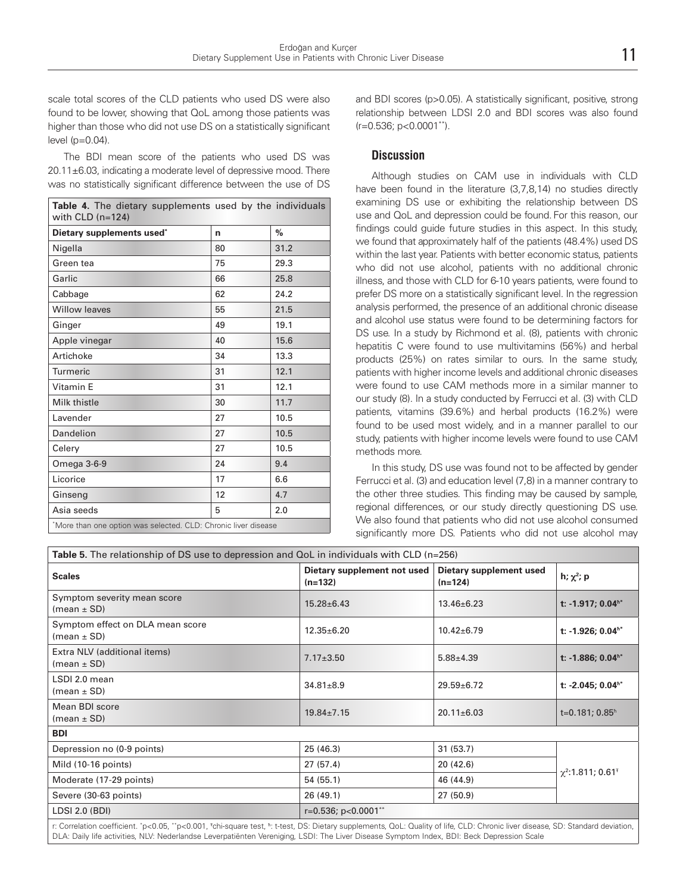scale total scores of the CLD patients who used DS were also found to be lower, showing that QoL among those patients was higher than those who did not use DS on a statistically significant level (p=0.04).

The BDI mean score of the patients who used DS was 20.11±6.03, indicating a moderate level of depressive mood. There was no statistically significant difference between the use of DS and BDI scores (p>0.05). A statistically significant, positive, strong relationship between LDSI 2.0 and BDI scores was also found (r=0.536; p<0.0001**).

**Table 4.** The dietary supplements used by the individuals with CLD (n=124)

| Dietary supplements used* | n | % |
|---|---|---|
| Nigella | 80 | 31.2 |
| Green tea | 75 | 29.3 |
| Garlic | 66 | 25.8 |
| Cabbage | 62 | 24.2 |
| Willow leaves | 55 | 21.5 |
| Ginger | 49 | 19.1 |
| Apple vinegar | 40 | 15.6 |
| Artichoke | 34 | 13.3 |
| Turmeric | 31 | 12.1 |
| Vitamin E | 31 | 12.1 |
| Milk thistle | 30 | 11.7 |
| Lavender | 27 | 10.5 |
| Dandelion | 27 | 10.5 |
| Celery | 27 | 10.5 |
| Omega 3-6-9 | 24 | 9.4 |
| Licorice | 17 | 6.6 |
| Ginseng | 12 | 4.7 |
| Asia seeds | 5 | 2.0 |

*More than one option was selected. CLD: Chronic liver disease

## Discussion

Although studies on CAM use in individuals with CLD have been found in the literature (3,7,8,14) no studies directly examining DS use or exhibiting the relationship between DS use and QoL and depression could be found. For this reason, our findings could guide future studies in this aspect. In this study, we found that approximately half of the patients (48.4%) used DS within the last year. Patients with better economic status, patients who did not use alcohol, patients with no additional chronic illness, and those with CLD for 6-10 years patients, were found to prefer DS more on a statistically significant level. In the regression analysis performed, the presence of an additional chronic disease and alcohol use status were found to be determining factors for DS use. In a study by Richmond et al. (8), patients with chronic hepatitis C were found to use multivitamins (56%) and herbal products (25%) on rates similar to ours. In the same study, patients with higher income levels and additional chronic diseases were found to use CAM methods more in a similar manner to our study (8). In a study conducted by Ferrucci et al. (3) with CLD patients, vitamins (39.6%) and herbal products (16.2%) were found to be used most widely, and in a manner parallel to our study, patients with higher income levels were found to use CAM methods more.

In this study, DS use was found not to be affected by gender Ferrucci et al. (3) and education level (7,8) in a manner contrary to the other three studies. This finding may be caused by sample, regional differences, or our study directly questioning DS use. We also found that patients who did not use alcohol consumed significantly more DS. Patients who did not use alcohol may

**Table 5.** The relationship of DS use to depression and QoL in individuals with CLD (n=256)

| Scales | Dietary supplement not used (n=132) | Dietary supplement used (n=124) | h; $\chi^2$; p |
|---|---|---|---|
| Symptom severity mean score (mean ± SD) | 15.28±6.43 | 13.46±6.23 | **t: -1.917; 0.04[h*]** |
| Symptom effect on DLA mean score (mean ± SD) | 12.35±6.20 | 10.42±6.79 | **t: -1.926; 0.04[h*]** |
| Extra NLV (additional items) (mean ± SD) | 7.17±3.50 | 5.88±4.39 | **t: -1.886; 0.04[h*]** |
| LSDI 2.0 mean (mean ± SD) | 34.81±8.9 | 29.59±6.72 | **t: -2.045; 0.04[h*]** |
| Mean BDI score (mean ± SD) | 19.84±7.15 | 20.11±6.03 | t=0.181; 0.85[h] |
| **BDI** | | | |
| Depression no (0-9 points) | 25 (46.3) | 31 (53.7) | $\chi^2$:1.811; 0.61[‡] |
| Mild (10-16 points) | 27 (57.4) | 20 (42.6) | |
| Moderate (17-29 points) | 54 (55.1) | 46 (44.9) | |
| Severe (30-63 points) | 26 (49.1) | 27 (50.9) | |
| LDSI 2.0 (BDI) | r=0.536; p<0.0001** | | |

r: Correlation coefficient. *p<0.05, **p<0.001, ‡chi-square test, h: t-test, DS: Dietary supplements, QoL: Quality of life, CLD: Chronic liver disease, SD: Standard deviation, DLA: Daily life activities, NLV: Nederlandse Leverpatiënten Vereniging, LSDI: The Liver Disease Symptom Index, BDI: Beck Depression Scale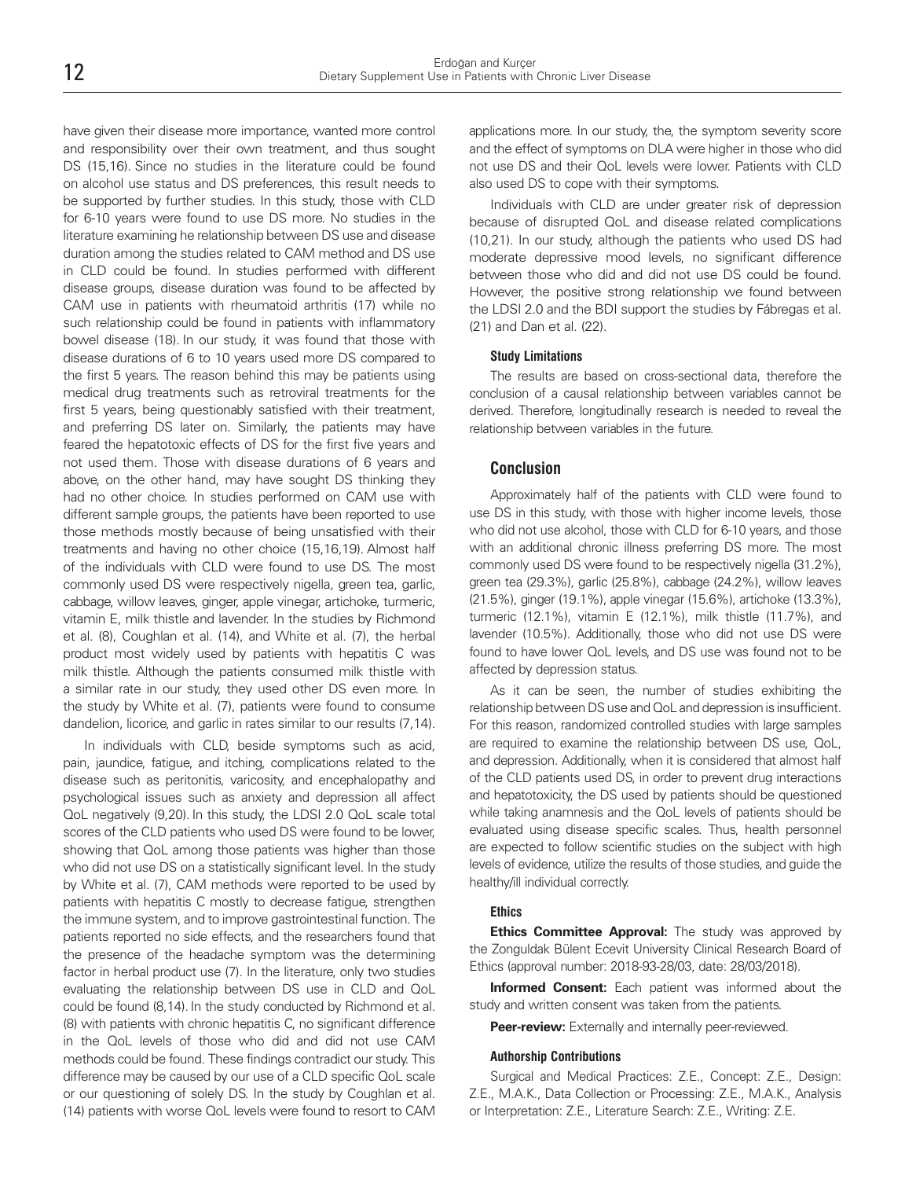have given their disease more importance, wanted more control and responsibility over their own treatment, and thus sought DS (15,16). Since no studies in the literature could be found on alcohol use status and DS preferences, this result needs to be supported by further studies. In this study, those with CLD for 6-10 years were found to use DS more. No studies in the literature examining he relationship between DS use and disease duration among the studies related to CAM method and DS use in CLD could be found. In studies performed with different disease groups, disease duration was found to be affected by CAM use in patients with rheumatoid arthritis (17) while no such relationship could be found in patients with inflammatory bowel disease (18). In our study, it was found that those with disease durations of 6 to 10 years used more DS compared to the first 5 years. The reason behind this may be patients using medical drug treatments such as retroviral treatments for the first 5 years, being questionably satisfied with their treatment, and preferring DS later on. Similarly, the patients may have feared the hepatotoxic effects of DS for the first five years and not used them. Those with disease durations of 6 years and above, on the other hand, may have sought DS thinking they had no other choice. In studies performed on CAM use with different sample groups, the patients have been reported to use those methods mostly because of being unsatisfied with their treatments and having no other choice (15,16,19). Almost half of the individuals with CLD were found to use DS. The most commonly used DS were respectively nigella, green tea, garlic, cabbage, willow leaves, ginger, apple vinegar, artichoke, turmeric, vitamin E, milk thistle and lavender. In the studies by Richmond et al. (8), Coughlan et al. (14), and White et al. (7), the herbal product most widely used by patients with hepatitis C was milk thistle. Although the patients consumed milk thistle with a similar rate in our study, they used other DS even more. In the study by White et al. (7), patients were found to consume dandelion, licorice, and garlic in rates similar to our results (7,14).

In individuals with CLD, beside symptoms such as acid, pain, jaundice, fatigue, and itching, complications related to the disease such as peritonitis, varicosity, and encephalopathy and psychological issues such as anxiety and depression all affect QoL negatively (9,20). In this study, the LDSI 2.0 QoL scale total scores of the CLD patients who used DS were found to be lower, showing that QoL among those patients was higher than those who did not use DS on a statistically significant level. In the study by White et al. (7), CAM methods were reported to be used by patients with hepatitis C mostly to decrease fatigue, strengthen the immune system, and to improve gastrointestinal function. The patients reported no side effects, and the researchers found that the presence of the headache symptom was the determining factor in herbal product use (7). In the literature, only two studies evaluating the relationship between DS use in CLD and QoL could be found (8,14). In the study conducted by Richmond et al. (8) with patients with chronic hepatitis C, no significant difference in the QoL levels of those who did and did not use CAM methods could be found. These findings contradict our study. This difference may be caused by our use of a CLD specific QoL scale or our questioning of solely DS. In the study by Coughlan et al. (14) patients with worse QoL levels were found to resort to CAM applications more. In our study, the, the symptom severity score and the effect of symptoms on DLA were higher in those who did not use DS and their QoL levels were lower. Patients with CLD also used DS to cope with their symptoms.

Individuals with CLD are under greater risk of depression because of disrupted QoL and disease related complications (10,21). In our study, although the patients who used DS had moderate depressive mood levels, no significant difference between those who did and did not use DS could be found. However, the positive strong relationship we found between the LDSI 2.0 and the BDI support the studies by Fábregas et al. (21) and Dan et al. (22).

### Study Limitations

The results are based on cross-sectional data, therefore the conclusion of a causal relationship between variables cannot be derived. Therefore, longitudinally research is needed to reveal the relationship between variables in the future.

## Conclusion

Approximately half of the patients with CLD were found to use DS in this study, with those with higher income levels, those who did not use alcohol, those with CLD for 6-10 years, and those with an additional chronic illness preferring DS more. The most commonly used DS were found to be respectively nigella (31.2%), green tea (29.3%), garlic (25.8%), cabbage (24.2%), willow leaves (21.5%), ginger (19.1%), apple vinegar (15.6%), artichoke (13.3%), turmeric (12.1%), vitamin E (12.1%), milk thistle (11.7%), and lavender (10.5%). Additionally, those who did not use DS were found to have lower QoL levels, and DS use was found not to be affected by depression status.

As it can be seen, the number of studies exhibiting the relationship between DS use and QoL and depression is insufficient. For this reason, randomized controlled studies with large samples are required to examine the relationship between DS use, QoL, and depression. Additionally, when it is considered that almost half of the CLD patients used DS, in order to prevent drug interactions and hepatotoxicity, the DS used by patients should be questioned while taking anamnesis and the QoL levels of patients should be evaluated using disease specific scales. Thus, health personnel are expected to follow scientific studies on the subject with high levels of evidence, utilize the results of those studies, and guide the healthy/ill individual correctly.

### Ethics

**Ethics Committee Approval:** The study was approved by the Zonguldak Bülent Ecevit University Clinical Research Board of Ethics (approval number: 2018-93-28/03, date: 28/03/2018).

**Informed Consent:** Each patient was informed about the study and written consent was taken from the patients.

**Peer-review:** Externally and internally peer-reviewed.

### Authorship Contributions

Surgical and Medical Practices: Z.E., Concept: Z.E., Design: Z.E., M.A.K., Data Collection or Processing: Z.E., M.A.K., Analysis or Interpretation: Z.E., Literature Search: Z.E., Writing: Z.E.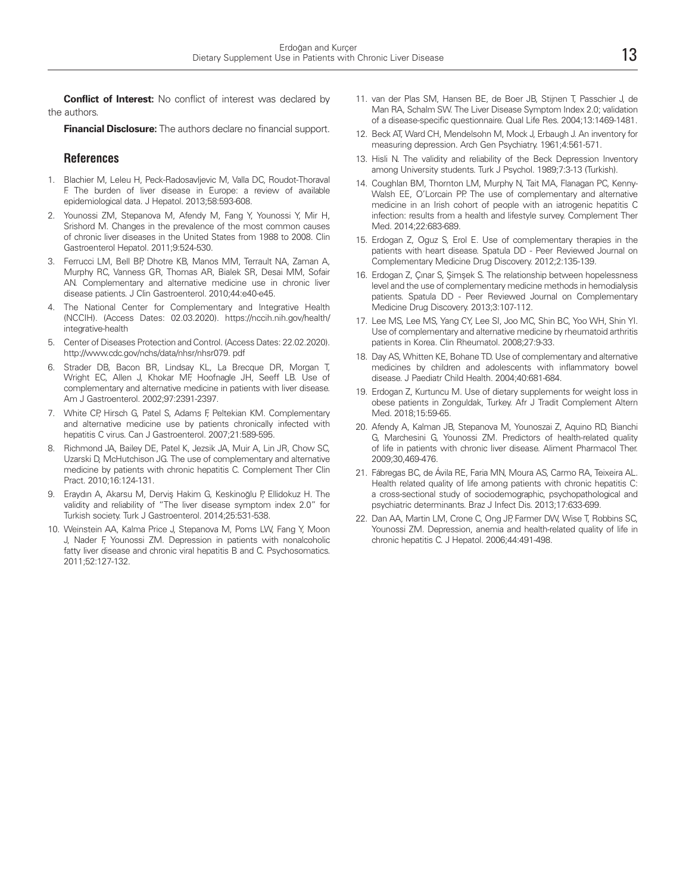**Conflict of Interest:** No conflict of interest was declared by the authors.

**Financial Disclosure:** The authors declare no financial support.

## References

1. Blachier M, Leleu H, Peck-Radosavljevic M, Valla DC, Roudot-Thoraval F. The burden of liver disease in Europe: a review of available epidemiological data. J Hepatol. 2013;58:593-608.
2. Younossi ZM, Stepanova M, Afendy M, Fang Y, Younossi Y, Mir H, Srishord M. Changes in the prevalence of the most common causes of chronic liver diseases in the United States from 1988 to 2008. Clin Gastroenterol Hepatol. 2011;9:524-530.
3. Ferrucci LM, Bell BP, Dhotre KB, Manos MM, Terrault NA, Zaman A, Murphy RC, Vanness GR, Thomas AR, Bialek SR, Desai MM, Sofair AN. Complementary and alternative medicine use in chronic liver disease patients. J Clin Gastroenterol. 2010;44:e40-e45.
4. The National Center for Complementary and Integrative Health (NCCIH). (Access Dates: 02.03.2020). https://nccih.nih.gov/health/integrative-health
5. Center of Diseases Protection and Control. (Access Dates: 22.02.2020). http://www.cdc.gov/nchs/data/nhsr/nhsr079. pdf
6. Strader DB, Bacon BR, Lindsay KL, La Brecque DR, Morgan T, Wright EC, Allen J, Khokar MF, Hoofnagle JH, Seeff LB. Use of complementary and alternative medicine in patients with liver disease. Am J Gastroenterol. 2002;97:2391-2397.
7. White CP, Hirsch G, Patel S, Adams F, Peltekian KM. Complementary and alternative medicine use by patients chronically infected with hepatitis C virus. Can J Gastroenterol. 2007;21:589-595.
8. Richmond JA, Bailey DE, Patel K, Jezsik JA, Muir A, Lin JR, Chow SC, Uzarski D, McHutchison JG. The use of complementary and alternative medicine by patients with chronic hepatitis C. Complement Ther Clin Pract. 2010;16:124-131.
9. Eraydın A, Akarsu M, Derviş Hakim G, Keskinoğlu P, Ellidokuz H. The validity and reliability of "The liver disease symptom index 2.0" for Turkish society. Turk J Gastroenterol. 2014;25:531-538.
10. Weinstein AA, Kalma Price J, Stepanova M, Poms LW, Fang Y, Moon J, Nader F, Younossi ZM. Depression in patients with nonalcoholic fatty liver disease and chronic viral hepatitis B and C. Psychosomatics. 2011;52:127-132.
11. van der Plas SM, Hansen BE, de Boer JB, Stijnen T, Passchier J, de Man RA, Schalm SW. The Liver Disease Symptom Index 2.0; validation of a disease-specific questionnaire. Qual Life Res. 2004;13:1469-1481.
12. Beck AT, Ward CH, Mendelsohn M, Mock J, Erbaugh J. An inventory for measuring depression. Arch Gen Psychiatry. 1961;4:561-571.
13. Hisli N. The validity and reliability of the Beck Depression Inventory among University students. Turk J Psychol. 1989;7:3-13 (Turkish).
14. Coughlan BM, Thornton LM, Murphy N, Tait MA, Flanagan PC, Kenny-Walsh EE, O'Lorcain PP. The use of complementary and alternative medicine in an Irish cohort of people with an iatrogenic hepatitis C infection: results from a health and lifestyle survey. Complement Ther Med. 2014;22:683-689.
15. Erdogan Z, Oguz S, Erol E. Use of complementary therapies in the patients with heart disease. Spatula DD - Peer Reviewed Journal on Complementary Medicine Drug Discovery. 2012;2:135-139.
16. Erdogan Z, Çınar S, Şimşek S. The relationship between hopelessness level and the use of complementary medicine methods in hemodialysis patients. Spatula DD - Peer Reviewed Journal on Complementary Medicine Drug Discovery. 2013;3:107-112.
17. Lee MS, Lee MS, Yang CY, Lee SI, Joo MC, Shin BC, Yoo WH, Shin YI. Use of complementary and alternative medicine by rheumatoid arthritis patients in Korea. Clin Rheumatol. 2008;27:9-33.
18. Day AS, Whitten KE, Bohane TD. Use of complementary and alternative medicines by children and adolescents with inflammatory bowel disease. J Paediatr Child Health. 2004;40:681-684.
19. Erdogan Z, Kurtuncu M. Use of dietary supplements for weight loss in obese patients in Zonguldak, Turkey. Afr J Tradit Complement Altern Med. 2018;15:59-65.
20. Afendy A, Kalman JB, Stepanova M, Younoszai Z, Aquino RD, Bianchi G, Marchesini G, Younossi ZM. Predictors of health-related quality of life in patients with chronic liver disease. Aliment Pharmacol Ther. 2009;30,469-476.
21. Fábregas BC, de Ávila RE, Faria MN, Moura AS, Carmo RA, Teixeira AL. Health related quality of life among patients with chronic hepatitis C: a cross-sectional study of sociodemographic, psychopathological and psychiatric determinants. Braz J Infect Dis. 2013;17:633-699.
22. Dan AA, Martin LM, Crone C, Ong JP, Farmer DW, Wise T, Robbins SC, Younossi ZM. Depression, anemia and health-related quality of life in chronic hepatitis C. J Hepatol. 2006;44:491-498.